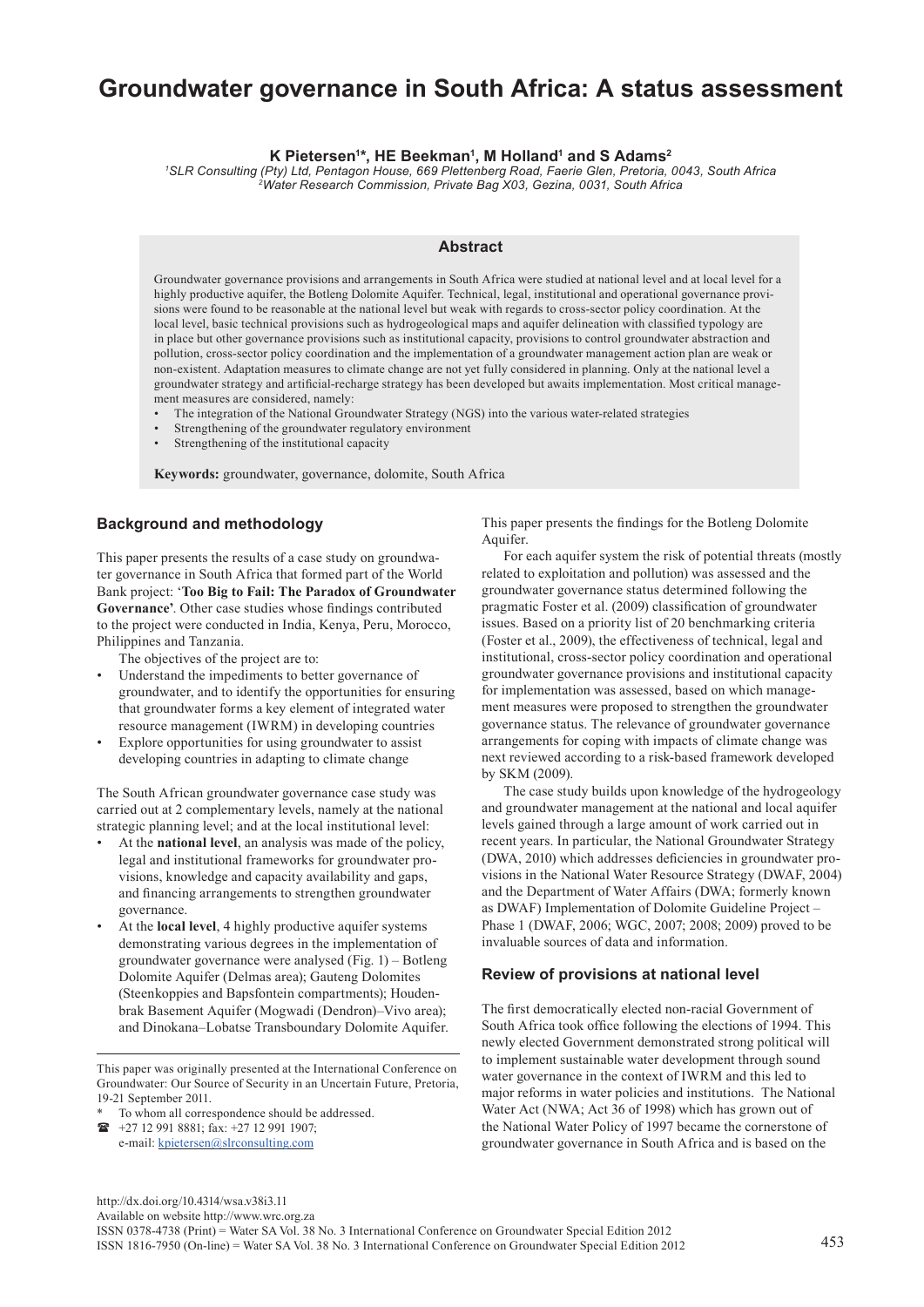# Groundwater governance in South Africa: A status assessment

**K Pietersen[1]\*, HE Beekman[1], M Holland[1] and S Adams[2]**

[1]*SLR Consulting (Pty) Ltd, Pentagon House, 669 Plettenberg Road, Faerie Glen, Pretoria, 0043, South Africa*
[2]*Water Research Commission, Private Bag X03, Gezina, 0031, South Africa*

## Abstract

Groundwater governance provisions and arrangements in South Africa were studied at national level and at local level for a highly productive aquifer, the Botleng Dolomite Aquifer. Technical, legal, institutional and operational governance provisions were found to be reasonable at the national level but weak with regards to cross-sector policy coordination. At the local level, basic technical provisions such as hydrogeological maps and aquifer delineation with classified typology are in place but other governance provisions such as institutional capacity, provisions to control groundwater abstraction and pollution, cross-sector policy coordination and the implementation of a groundwater management action plan are weak or non-existent. Adaptation measures to climate change are not yet fully considered in planning. Only at the national level a groundwater strategy and artificial-recharge strategy has been developed but awaits implementation. Most critical management measures are considered, namely:

- The integration of the National Groundwater Strategy (NGS) into the various water-related strategies
- Strengthening of the groundwater regulatory environment
- Strengthening of the institutional capacity

**Keywords:** groundwater, governance, dolomite, South Africa

## Background and methodology

This paper presents the results of a case study on groundwater governance in South Africa that formed part of the World Bank project: '**Too Big to Fail: The Paradox of Groundwater Governance**'. Other case studies whose findings contributed to the project were conducted in India, Kenya, Peru, Morocco, Philippines and Tanzania.

The objectives of the project are to:

- Understand the impediments to better governance of groundwater, and to identify the opportunities for ensuring that groundwater forms a key element of integrated water resource management (IWRM) in developing countries
- Explore opportunities for using groundwater to assist developing countries in adapting to climate change

The South African groundwater governance case study was carried out at 2 complementary levels, namely at the national strategic planning level; and at the local institutional level:

- At the **national level**, an analysis was made of the policy, legal and institutional frameworks for groundwater provisions, knowledge and capacity availability and gaps, and financing arrangements to strengthen groundwater governance.
- At the **local level**, 4 highly productive aquifer systems demonstrating various degrees in the implementation of groundwater governance were analysed (Fig. 1) – Botleng Dolomite Aquifer (Delmas area); Gauteng Dolomites (Steenkoppies and Bapsfontein compartments); Houdenbrak Basement Aquifer (Mogwadi (Dendron)–Vivo area); and Dinokana–Lobatse Transboundary Dolomite Aquifer.

This paper was originally presented at the International Conference on Groundwater: Our Source of Security in an Uncertain Future, Pretoria, 19-21 September 2011.

\* To whom all correspondence should be addressed.
☎ +27 12 991 8881; fax: +27 12 991 1907;
e-mail: kpietersen@slrconsulting.com

This paper presents the findings for the Botleng Dolomite Aquifer.

For each aquifer system the risk of potential threats (mostly related to exploitation and pollution) was assessed and the groundwater governance status determined following the pragmatic Foster et al. (2009) classification of groundwater issues. Based on a priority list of 20 benchmarking criteria (Foster et al., 2009), the effectiveness of technical, legal and institutional, cross-sector policy coordination and operational groundwater governance provisions and institutional capacity for implementation was assessed, based on which management measures were proposed to strengthen the groundwater governance status. The relevance of groundwater governance arrangements for coping with impacts of climate change was next reviewed according to a risk-based framework developed by SKM (2009).

The case study builds upon knowledge of the hydrogeology and groundwater management at the national and local aquifer levels gained through a large amount of work carried out in recent years. In particular, the National Groundwater Strategy (DWA, 2010) which addresses deficiencies in groundwater provisions in the National Water Resource Strategy (DWAF, 2004) and the Department of Water Affairs (DWA; formerly known as DWAF) Implementation of Dolomite Guideline Project – Phase 1 (DWAF, 2006; WGC, 2007; 2008; 2009) proved to be invaluable sources of data and information.

## Review of provisions at national level

The first democratically elected non-racial Government of South Africa took office following the elections of 1994. This newly elected Government demonstrated strong political will to implement sustainable water development through sound water governance in the context of IWRM and this led to major reforms in water policies and institutions. The National Water Act (NWA; Act 36 of 1998) which has grown out of the National Water Policy of 1997 became the cornerstone of groundwater governance in South Africa and is based on the

http://dx.doi.org/10.4314/wsa.v38i3.11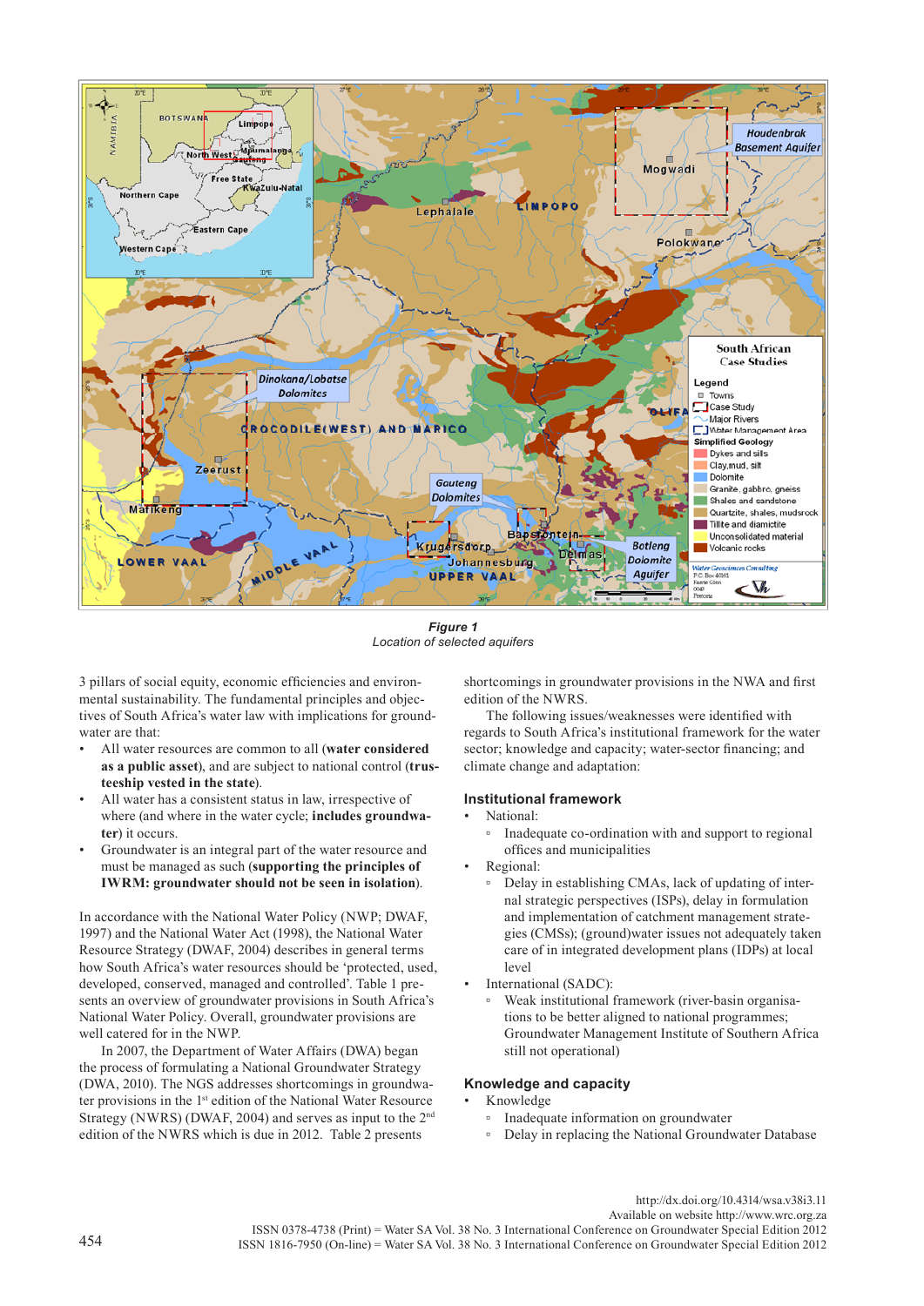**Figure 1**
*Location of selected aquifers*

3 pillars of social equity, economic efficiencies and environmental sustainability. The fundamental principles and objectives of South Africa's water law with implications for groundwater are that:

- All water resources are common to all (**water considered as a public asset**), and are subject to national control (**trusteeship vested in the state**).
- All water has a consistent status in law, irrespective of where (and where in the water cycle; **includes groundwater**) it occurs.
- Groundwater is an integral part of the water resource and must be managed as such (**supporting the principles of IWRM: groundwater should not be seen in isolation**).

In accordance with the National Water Policy (NWP; DWAF, 1997) and the National Water Act (1998), the National Water Resource Strategy (DWAF, 2004) describes in general terms how South Africa's water resources should be 'protected, used, developed, conserved, managed and controlled'. Table 1 presents an overview of groundwater provisions in South Africa's National Water Policy. Overall, groundwater provisions are well catered for in the NWP.

In 2007, the Department of Water Affairs (DWA) began the process of formulating a National Groundwater Strategy (DWA, 2010). The NGS addresses shortcomings in groundwater provisions in the 1st edition of the National Water Resource Strategy (NWRS) (DWAF, 2004) and serves as input to the 2nd edition of the NWRS which is due in 2012. Table 2 presents shortcomings in groundwater provisions in the NWA and first edition of the NWRS.

The following issues/weaknesses were identified with regards to South Africa's institutional framework for the water sector; knowledge and capacity; water-sector financing; and climate change and adaptation:

### Institutional framework

- National:
  - Inadequate co-ordination with and support to regional offices and municipalities
- Regional:
  - Delay in establishing CMAs, lack of updating of internal strategic perspectives (ISPs), delay in formulation and implementation of catchment management strategies (CMSs); (ground)water issues not adequately taken care of in integrated development plans (IDPs) at local level
- International (SADC):
  - Weak institutional framework (river-basin organisations to be better aligned to national programmes; Groundwater Management Institute of Southern Africa still not operational)

### Knowledge and capacity

- Knowledge
  - Inadequate information on groundwater
  - Delay in replacing the National Groundwater Database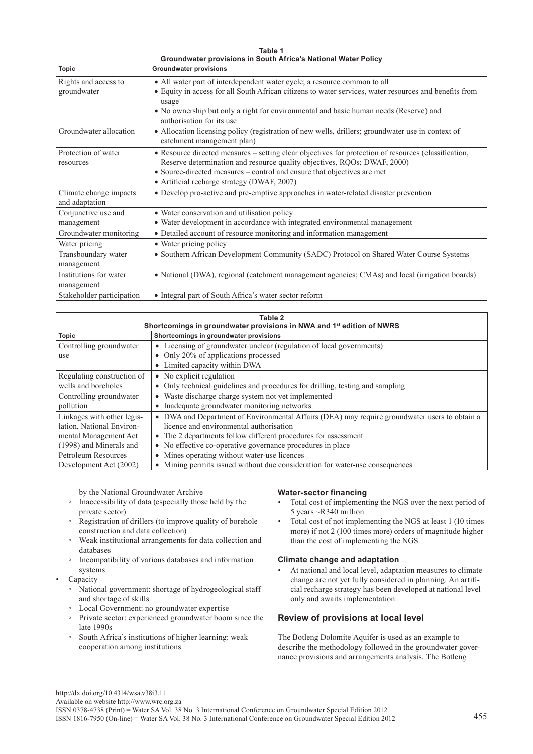**Table 1**
**Groundwater provisions in South Africa's National Water Policy**

| Topic | Groundwater provisions |
|---|---|
| Rights and access to groundwater | • All water part of interdependent water cycle; a resource common to all<br>• Equity in access for all South African citizens to water services, water resources and benefits from usage<br>• No ownership but only a right for environmental and basic human needs (Reserve) and authorisation for its use |
| Groundwater allocation | • Allocation licensing policy (registration of new wells, drillers; groundwater use in context of catchment management plan) |
| Protection of water resources | • Resource directed measures – setting clear objectives for protection of resources (classification, Reserve determination and resource quality objectives, RQOs; DWAF, 2000)<br>• Source-directed measures – control and ensure that objectives are met<br>• Artificial recharge strategy (DWAF, 2007) |
| Climate change impacts and adaptation | • Develop pro-active and pre-emptive approaches in water-related disaster prevention |
| Conjunctive use and management | • Water conservation and utilisation policy<br>• Water development in accordance with integrated environmental management |
| Groundwater monitoring | • Detailed account of resource monitoring and information management |
| Water pricing | • Water pricing policy |
| Transboundary water management | • Southern African Development Community (SADC) Protocol on Shared Water Course Systems |
| Institutions for water management | • National (DWA), regional (catchment management agencies; CMAs) and local (irrigation boards) |
| Stakeholder participation | • Integral part of South Africa's water sector reform |

**Table 2**
**Shortcomings in groundwater provisions in NWA and 1st edition of NWRS**

| Topic | Shortcomings in groundwater provisions |
|---|---|
| Controlling groundwater use | • Licensing of groundwater unclear (regulation of local governments)<br>• Only 20% of applications processed<br>• Limited capacity within DWA |
| Regulating construction of wells and boreholes | • No explicit regulation<br>• Only technical guidelines and procedures for drilling, testing and sampling |
| Controlling groundwater pollution | • Waste discharge charge system not yet implemented<br>• Inadequate groundwater monitoring networks |
| Linkages with other legislation, National Environmental Management Act (1998) and Minerals and Petroleum Resources Development Act (2002) | • DWA and Department of Environmental Affairs (DEA) may require groundwater users to obtain a licence and environmental authorisation<br>• The 2 departments follow different procedures for assessment<br>• No effective co-operative governance procedures in place<br>• Mines operating without water-use licences<br>• Mining permits issued without due consideration for water-use consequences |

by the National Groundwater Archive
- Inaccessibility of data (especially those held by the private sector)
- Registration of drillers (to improve quality of borehole construction and data collection)
- Weak institutional arrangements for data collection and databases
- Incompatibility of various databases and information systems

- Capacity
  - National government: shortage of hydrogeological staff and shortage of skills
  - Local Government: no groundwater expertise
  - Private sector: experienced groundwater boom since the late 1990s
  - South Africa's institutions of higher learning: weak cooperation among institutions

#### Water-sector financing

- Total cost of implementing the NGS over the next period of 5 years ~R340 million
- Total cost of not implementing the NGS at least 1 (10 times more) if not 2 (100 times more) orders of magnitude higher than the cost of implementing the NGS

#### Climate change and adaptation

- At national and local level, adaptation measures to climate change are not yet fully considered in planning. An artificial recharge strategy has been developed at national level only and awaits implementation.

### Review of provisions at local level

The Botleng Dolomite Aquifer is used as an example to describe the methodology followed in the groundwater governance provisions and arrangements analysis. The Botleng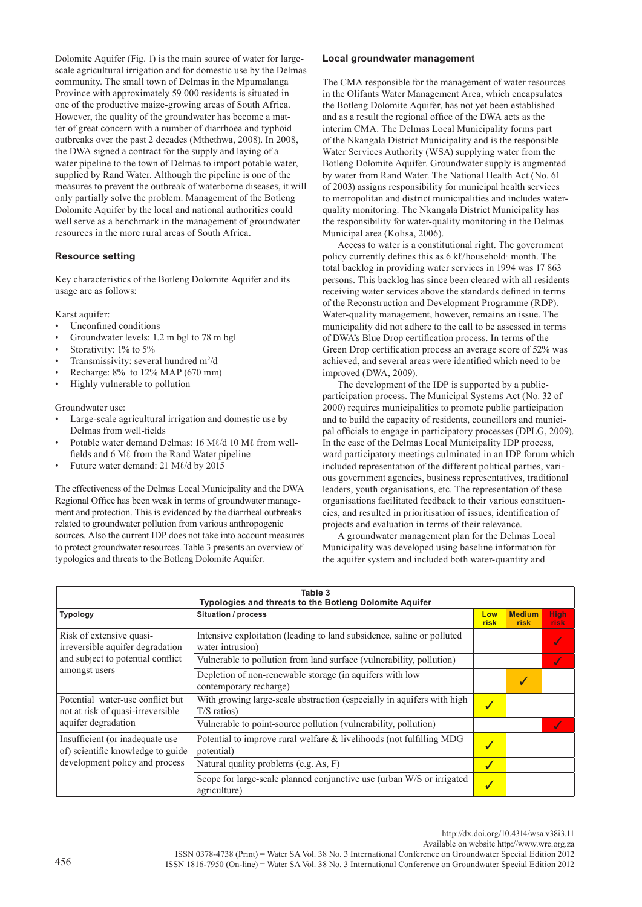Dolomite Aquifer (Fig. 1) is the main source of water for large-scale agricultural irrigation and for domestic use by the Delmas community. The small town of Delmas in the Mpumalanga Province with approximately 59 000 residents is situated in one of the productive maize-growing areas of South Africa. However, the quality of the groundwater has become a matter of great concern with a number of diarrhoea and typhoid outbreaks over the past 2 decades (Mthethwa, 2008). In 2008, the DWA signed a contract for the supply and laying of a water pipeline to the town of Delmas to import potable water, supplied by Rand Water. Although the pipeline is one of the measures to prevent the outbreak of waterborne diseases, it will only partially solve the problem. Management of the Botleng Dolomite Aquifer by the local and national authorities could well serve as a benchmark in the management of groundwater resources in the more rural areas of South Africa.

## Resource setting

Key characteristics of the Botleng Dolomite Aquifer and its usage are as follows:

Karst aquifer:

- Unconfined conditions
- Groundwater levels: 1.2 m bgl to 78 m bgl
- Storativity: 1% to 5%
- Transmissivity: several hundred $m^2/d$
- Recharge: 8% to 12% MAP (670 mm)
- Highly vulnerable to pollution

Groundwater use:

- Large-scale agricultural irrigation and domestic use by Delmas from well-fields
- Potable water demand Delmas: 16 Mℓ/d 10 Mℓ from well-fields and 6 Mℓ from the Rand Water pipeline
- Future water demand: 21 Mℓ/d by 2015

The effectiveness of the Delmas Local Municipality and the DWA Regional Office has been weak in terms of groundwater management and protection. This is evidenced by the diarrheal outbreaks related to groundwater pollution from various anthropogenic sources. Also the current IDP does not take into account measures to protect groundwater resources. Table 3 presents an overview of typologies and threats to the Botleng Dolomite Aquifer.

## Local groundwater management

The CMA responsible for the management of water resources in the Olifants Water Management Area, which encapsulates the Botleng Dolomite Aquifer, has not yet been established and as a result the regional office of the DWA acts as the interim CMA. The Delmas Local Municipality forms part of the Nkangala District Municipality and is the responsible Water Services Authority (WSA) supplying water from the Botleng Dolomite Aquifer. Groundwater supply is augmented by water from Rand Water. The National Health Act (No. 61 of 2003) assigns responsibility for municipal health services to metropolitan and district municipalities and includes water-quality monitoring. The Nkangala District Municipality has the responsibility for water-quality monitoring in the Delmas Municipal area (Kolisa, 2006).

Access to water is a constitutional right. The government policy currently defines this as 6 kℓ/household· month. The total backlog in providing water services in 1994 was 17 863 persons. This backlog has since been cleared with all residents receiving water services above the standards defined in terms of the Reconstruction and Development Programme (RDP). Water-quality management, however, remains an issue. The municipality did not adhere to the call to be assessed in terms of DWA's Blue Drop certification process. In terms of the Green Drop certification process an average score of 52% was achieved, and several areas were identified which need to be improved (DWA, 2009).

The development of the IDP is supported by a public-participation process. The Municipal Systems Act (No. 32 of 2000) requires municipalities to promote public participation and to build the capacity of residents, councillors and municipal officials to engage in participatory processes (DPLG, 2009). In the case of the Delmas Local Municipality IDP process, ward participatory meetings culminated in an IDP forum which included representation of the different political parties, various government agencies, business representatives, traditional leaders, youth organisations, etc. The representation of these organisations facilitated feedback to their various constituencies, and resulted in prioritisation of issues, identification of projects and evaluation in terms of their relevance.

A groundwater management plan for the Delmas Local Municipality was developed using baseline information for the aquifer system and included both water-quantity and

**Table 3**
**Typologies and threats to the Botleng Dolomite Aquifer**

| Typology | Situation / process | Low risk | Medium risk | High risk |
|---|---|---|---|---|
| Risk of extensive quasi-irreversible aquifer degradation and subject to potential conflict amongst users | Intensive exploitation (leading to land subsidence, saline or polluted water intrusion) | | | ✓ |
| | Vulnerable to pollution from land surface (vulnerability, pollution) | | | ✓ |
| | Depletion of non-renewable storage (in aquifers with low contemporary recharge) | | ✓ | |
| Potential water-use conflict but not at risk of quasi-irreversible aquifer degradation | With growing large-scale abstraction (especially in aquifers with high T/S ratios) | ✓ | | |
| | Vulnerable to point-source pollution (vulnerability, pollution) | | | ✓ |
| Insufficient (or inadequate use of) scientific knowledge to guide development policy and process | Potential to improve rural welfare & livelihoods (not fulfilling MDG potential) | ✓ | | |
| | Natural quality problems (e.g. As, F) | ✓ | | |
| | Scope for large-scale planned conjunctive use (urban W/S or irrigated agriculture) | ✓ | | |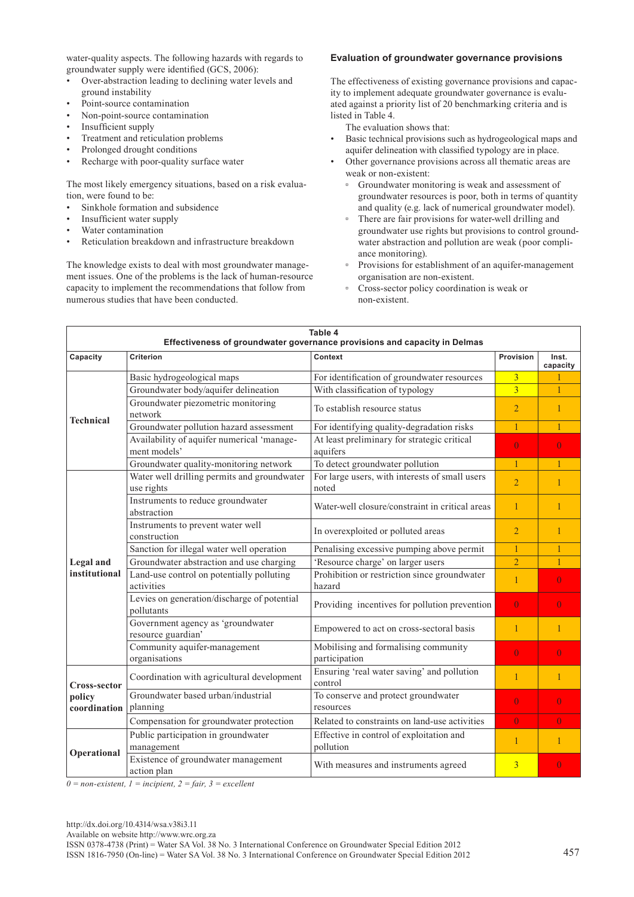water-quality aspects. The following hazards with regards to groundwater supply were identified (GCS, 2006):

- Over-abstraction leading to declining water levels and ground instability
- Point-source contamination
- Non-point-source contamination
- Insufficient supply
- Treatment and reticulation problems
- Prolonged drought conditions
- Recharge with poor-quality surface water

The most likely emergency situations, based on a risk evaluation, were found to be:

- Sinkhole formation and subsidence
- Insufficient water supply
- Water contamination
- Reticulation breakdown and infrastructure breakdown

The knowledge exists to deal with most groundwater management issues. One of the problems is the lack of human-resource capacity to implement the recommendations that follow from numerous studies that have been conducted.

### Evaluation of groundwater governance provisions

The effectiveness of existing governance provisions and capacity to implement adequate groundwater governance is evaluated against a priority list of 20 benchmarking criteria and is listed in Table 4.

The evaluation shows that:

- Basic technical provisions such as hydrogeological maps and aquifer delineation with classified typology are in place.
- Other governance provisions across all thematic areas are weak or non-existent:
  - Groundwater monitoring is weak and assessment of groundwater resources is poor, both in terms of quantity and quality (e.g. lack of numerical groundwater model).
  - There are fair provisions for water-well drilling and groundwater use rights but provisions to control groundwater abstraction and pollution are weak (poor compliance monitoring).
  - Provisions for establishment of an aquifer-management organisation are non-existent.
  - Cross-sector policy coordination is weak or non-existent.

**Table 4**
**Effectiveness of groundwater governance provisions and capacity in Delmas**

| Capacity | Criterion | Context | Provision | Inst. capacity |
|---|---|---|---|---|
| **Technical** | Basic hydrogeological maps | For identification of groundwater resources | 3 | 1 |
| | Groundwater body/aquifer delineation | With classification of typology | 3 | 1 |
| | Groundwater piezometric monitoring network | To establish resource status | 2 | 1 |
| | Groundwater pollution hazard assessment | For identifying quality-degradation risks | 1 | 1 |
| | Availability of aquifer numerical 'management models' | At least preliminary for strategic critical aquifers | 0 | 0 |
| | Groundwater quality-monitoring network | To detect groundwater pollution | 1 | 1 |
| **Legal and institutional** | Water well drilling permits and groundwater use rights | For large users, with interests of small users noted | 2 | 1 |
| | Instruments to reduce groundwater abstraction | Water-well closure/constraint in critical areas | 1 | 1 |
| | Instruments to prevent water well construction | In overexploited or polluted areas | 2 | 1 |
| | Sanction for illegal water well operation | Penalising excessive pumping above permit | 1 | 1 |
| | Groundwater abstraction and use charging | 'Resource charge' on larger users | 2 | 1 |
| | Land-use control on potentially polluting activities | Prohibition or restriction since groundwater hazard | 1 | 0 |
| | Levies on generation/discharge of potential pollutants | Providing incentives for pollution prevention | 0 | 0 |
| | Government agency as 'groundwater resource guardian' | Empowered to act on cross-sectoral basis | 1 | 1 |
| | Community aquifer-management organisations | Mobilising and formalising community participation | 0 | 0 |
| **Cross-sector policy coordination** | Coordination with agricultural development | Ensuring 'real water saving' and pollution control | 1 | 1 |
| | Groundwater based urban/industrial planning | To conserve and protect groundwater resources | 0 | 0 |
| | Compensation for groundwater protection | Related to constraints on land-use activities | 0 | 0 |
| **Operational** | Public participation in groundwater management | Effective in control of exploitation and pollution | 1 | 1 |
| | Existence of groundwater management action plan | With measures and instruments agreed | 3 | 0 |

*0 = non-existent, 1 = incipient, 2 = fair, 3 = excellent*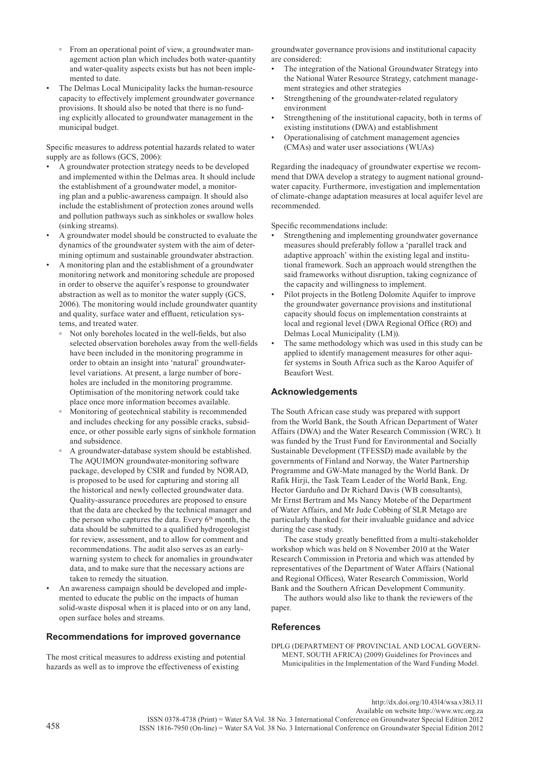- From an operational point of view, a groundwater management action plan which includes both water-quantity and water-quality aspects exists but has not been implemented to date.
- The Delmas Local Municipality lacks the human-resource capacity to effectively implement groundwater governance provisions. It should also be noted that there is no funding explicitly allocated to groundwater management in the municipal budget.

Specific measures to address potential hazards related to water supply are as follows (GCS, 2006):

- A groundwater protection strategy needs to be developed and implemented within the Delmas area. It should include the establishment of a groundwater model, a monitoring plan and a public-awareness campaign. It should also include the establishment of protection zones around wells and pollution pathways such as sinkholes or swallow holes (sinking streams).
- A groundwater model should be constructed to evaluate the dynamics of the groundwater system with the aim of determining optimum and sustainable groundwater abstraction.
- A monitoring plan and the establishment of a groundwater monitoring network and monitoring schedule are proposed in order to observe the aquifer's response to groundwater abstraction as well as to monitor the water supply (GCS, 2006). The monitoring would include groundwater quantity and quality, surface water and effluent, reticulation systems, and treated water.
  - Not only boreholes located in the well-fields, but also selected observation boreholes away from the well-fields have been included in the monitoring programme in order to obtain an insight into 'natural' groundwater-level variations. At present, a large number of boreholes are included in the monitoring programme. Optimisation of the monitoring network could take place once more information becomes available.
  - Monitoring of geotechnical stability is recommended and includes checking for any possible cracks, subsidence, or other possible early signs of sinkhole formation and subsidence.
  - A groundwater-database system should be established. The AQUIMON groundwater-monitoring software package, developed by CSIR and funded by NORAD, is proposed to be used for capturing and storing all the historical and newly collected groundwater data. Quality-assurance procedures are proposed to ensure that the data are checked by the technical manager and the person who captures the data. Every 6th month, the data should be submitted to a qualified hydrogeologist for review, assessment, and to allow for comment and recommendations. The audit also serves as an early-warning system to check for anomalies in groundwater data, and to make sure that the necessary actions are taken to remedy the situation.
- An awareness campaign should be developed and implemented to educate the public on the impacts of human solid-waste disposal when it is placed into or on any land, open surface holes and streams.

## Recommendations for improved governance

The most critical measures to address existing and potential hazards as well as to improve the effectiveness of existing groundwater governance provisions and institutional capacity are considered:

- The integration of the National Groundwater Strategy into the National Water Resource Strategy, catchment management strategies and other strategies
- Strengthening of the groundwater-related regulatory environment
- Strengthening of the institutional capacity, both in terms of existing institutions (DWA) and establishment
- Operationalising of catchment management agencies (CMAs) and water user associations (WUAs)

Regarding the inadequacy of groundwater expertise we recommend that DWA develop a strategy to augment national groundwater capacity. Furthermore, investigation and implementation of climate-change adaptation measures at local aquifer level are recommended.

Specific recommendations include:

- Strengthening and implementing groundwater governance measures should preferably follow a 'parallel track and adaptive approach' within the existing legal and institutional framework. Such an approach would strengthen the said frameworks without disruption, taking cognizance of the capacity and willingness to implement.
- Pilot projects in the Botleng Dolomite Aquifer to improve the groundwater governance provisions and institutional capacity should focus on implementation constraints at local and regional level (DWA Regional Office (RO) and Delmas Local Municipality (LM)).
- The same methodology which was used in this study can be applied to identify management measures for other aquifer systems in South Africa such as the Karoo Aquifer of Beaufort West.

## Acknowledgements

The South African case study was prepared with support from the World Bank, the South African Department of Water Affairs (DWA) and the Water Research Commission (WRC). It was funded by the Trust Fund for Environmental and Socially Sustainable Development (TFESSD) made available by the governments of Finland and Norway, the Water Partnership Programme and GW-Mate managed by the World Bank. Dr Rafik Hirji, the Task Team Leader of the World Bank, Eng. Hector Garduño and Dr Richard Davis (WB consultants), Mr Ernst Bertram and Ms Nancy Motebe of the Department of Water Affairs, and Mr Jude Cobbing of SLR Metago are particularly thanked for their invaluable guidance and advice during the case study.

The case study greatly benefitted from a multi-stakeholder workshop which was held on 8 November 2010 at the Water Research Commission in Pretoria and which was attended by representatives of the Department of Water Affairs (National and Regional Offices), Water Research Commission, World Bank and the Southern African Development Community.

The authors would also like to thank the reviewers of the paper.

## References

DPLG (DEPARTMENT OF PROVINCIAL AND LOCAL GOVERNMENT, SOUTH AFRICA) (2009) Guidelines for Provinces and Municipalities in the Implementation of the Ward Funding Model.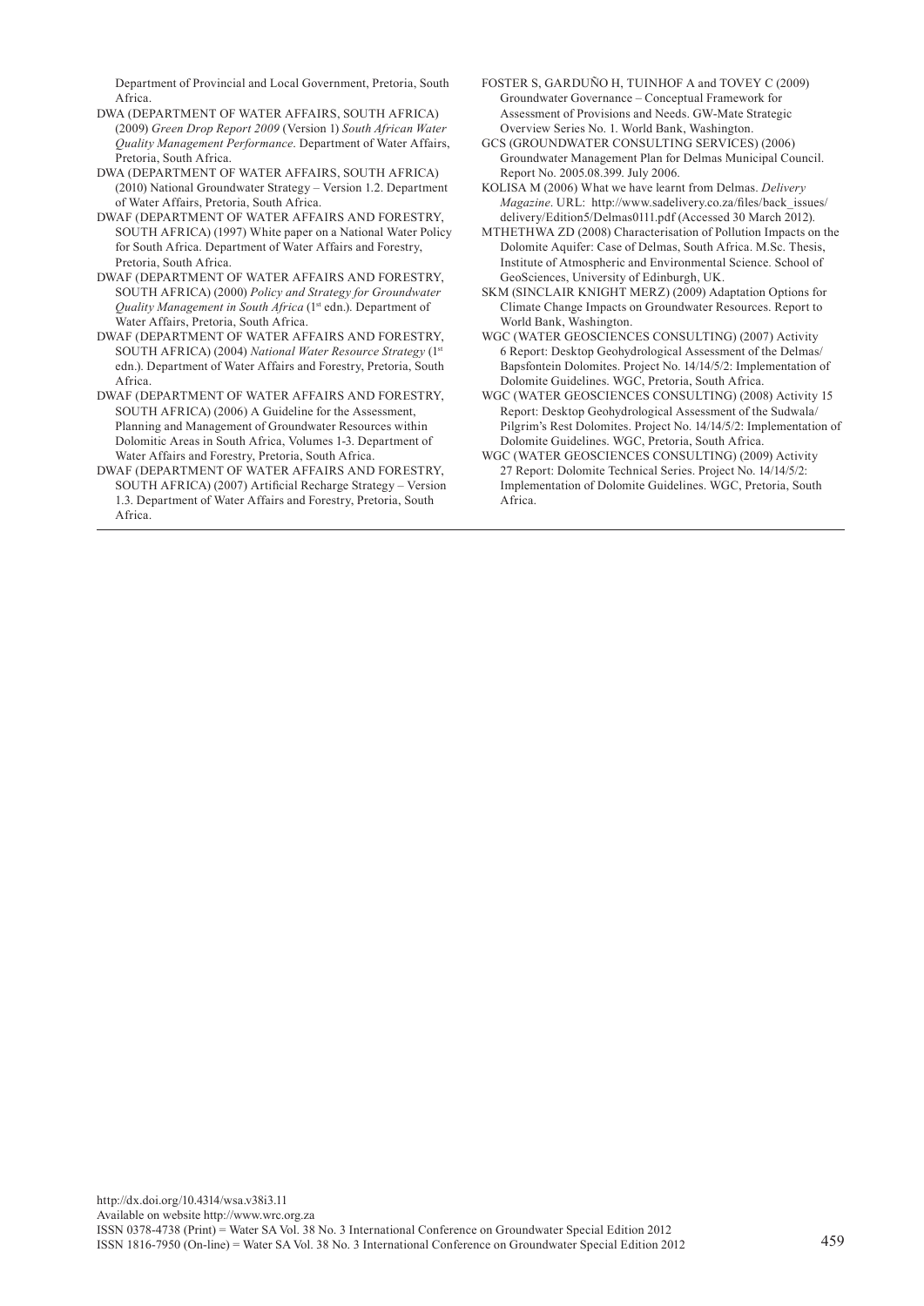Department of Provincial and Local Government, Pretoria, South Africa.

DWA (DEPARTMENT OF WATER AFFAIRS, SOUTH AFRICA) (2009) *Green Drop Report 2009* (Version 1) *South African Water Quality Management Performance*. Department of Water Affairs, Pretoria, South Africa.

DWA (DEPARTMENT OF WATER AFFAIRS, SOUTH AFRICA) (2010) National Groundwater Strategy – Version 1.2. Department of Water Affairs, Pretoria, South Africa.

DWAF (DEPARTMENT OF WATER AFFAIRS AND FORESTRY, SOUTH AFRICA) (1997) White paper on a National Water Policy for South Africa. Department of Water Affairs and Forestry, Pretoria, South Africa.

DWAF (DEPARTMENT OF WATER AFFAIRS AND FORESTRY, SOUTH AFRICA) (2000) *Policy and Strategy for Groundwater Quality Management in South Africa* (1st edn.). Department of Water Affairs, Pretoria, South Africa.

DWAF (DEPARTMENT OF WATER AFFAIRS AND FORESTRY, SOUTH AFRICA) (2004) *National Water Resource Strategy* (1st edn.). Department of Water Affairs and Forestry, Pretoria, South Africa.

DWAF (DEPARTMENT OF WATER AFFAIRS AND FORESTRY, SOUTH AFRICA) (2006) A Guideline for the Assessment, Planning and Management of Groundwater Resources within Dolomitic Areas in South Africa, Volumes 1-3. Department of Water Affairs and Forestry, Pretoria, South Africa.

DWAF (DEPARTMENT OF WATER AFFAIRS AND FORESTRY, SOUTH AFRICA) (2007) Artificial Recharge Strategy – Version 1.3. Department of Water Affairs and Forestry, Pretoria, South Africa.

FOSTER S, GARDUÑO H, TUINHOF A and TOVEY C (2009) Groundwater Governance – Conceptual Framework for Assessment of Provisions and Needs. GW-Mate Strategic Overview Series No. 1. World Bank, Washington.

GCS (GROUNDWATER CONSULTING SERVICES) (2006) Groundwater Management Plan for Delmas Municipal Council. Report No. 2005.08.399. July 2006.

KOLISA M (2006) What we have learnt from Delmas. *Delivery Magazine*. URL: http://www.sadelivery.co.za/files/back_issues/delivery/Edition5/Delmas0111.pdf (Accessed 30 March 2012).

MTHETHWA ZD (2008) Characterisation of Pollution Impacts on the Dolomite Aquifer: Case of Delmas, South Africa. M.Sc. Thesis, Institute of Atmospheric and Environmental Science. School of GeoSciences, University of Edinburgh, UK.

SKM (SINCLAIR KNIGHT MERZ) (2009) Adaptation Options for Climate Change Impacts on Groundwater Resources. Report to World Bank, Washington.

WGC (WATER GEOSCIENCES CONSULTING) (2007) Activity 6 Report: Desktop Geohydrological Assessment of the Delmas/Bapsfontein Dolomites. Project No. 14/14/5/2: Implementation of Dolomite Guidelines. WGC, Pretoria, South Africa.

WGC (WATER GEOSCIENCES CONSULTING) (2008) Activity 15 Report: Desktop Geohydrological Assessment of the Sudwala/Pilgrim's Rest Dolomites. Project No. 14/14/5/2: Implementation of Dolomite Guidelines. WGC, Pretoria, South Africa.

WGC (WATER GEOSCIENCES CONSULTING) (2009) Activity 27 Report: Dolomite Technical Series. Project No. 14/14/5/2: Implementation of Dolomite Guidelines. WGC, Pretoria, South Africa.